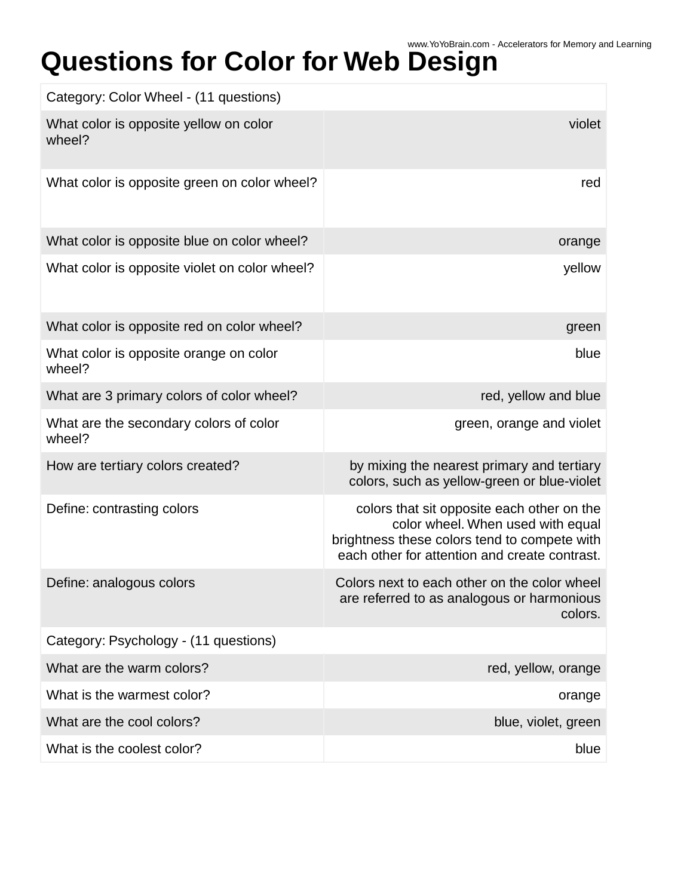# Questions for Color for Web Design

| Category: Color Wheel - (11 questions) | |
|---|---|
| What color is opposite yellow on color wheel? | violet |
| What color is opposite green on color wheel? | red |
| What color is opposite blue on color wheel? | orange |
| What color is opposite violet on color wheel? | yellow |
| What color is opposite red on color wheel? | green |
| What color is opposite orange on color wheel? | blue |
| What are 3 primary colors of color wheel? | red, yellow and blue |
| What are the secondary colors of color wheel? | green, orange and violet |
| How are tertiary colors created? | by mixing the nearest primary and tertiary colors, such as yellow-green or blue-violet |
| Define: contrasting colors | colors that sit opposite each other on the color wheel. When used with equal brightness these colors tend to compete with each other for attention and create contrast. |
| Define: analogous colors | Colors next to each other on the color wheel are referred to as analogous or harmonious colors. |
| Category: Psychology - (11 questions) | |
| What are the warm colors? | red, yellow, orange |
| What is the warmest color? | orange |
| What are the cool colors? | blue, violet, green |
| What is the coolest color? | blue |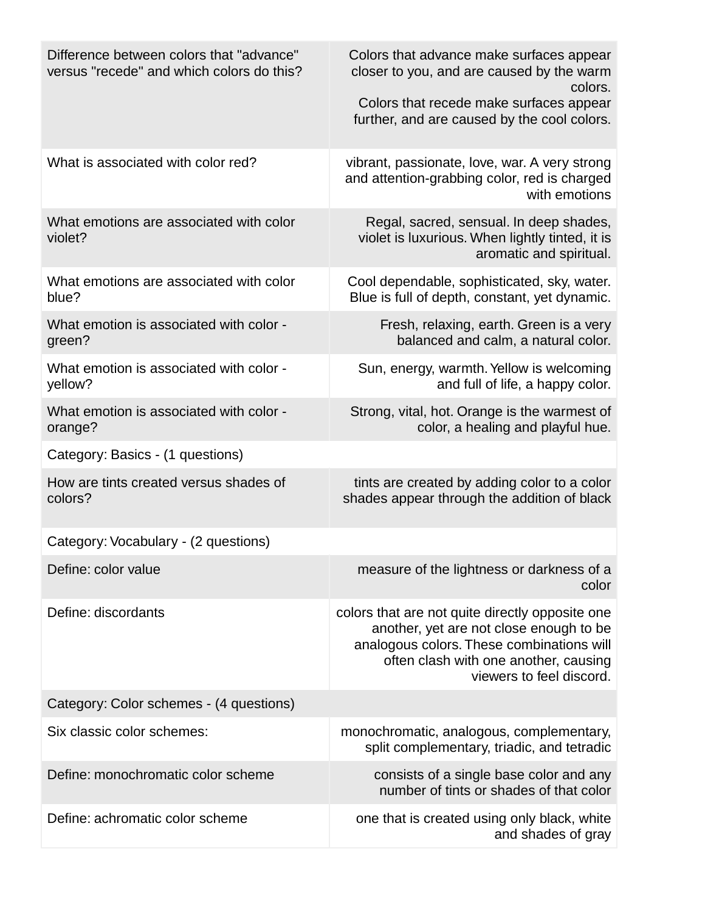| | |
|---|---|
| Difference between colors that "advance" versus "recede" and which colors do this? | Colors that advance make surfaces appear closer to you, and are caused by the warm colors.<br>Colors that recede make surfaces appear further, and are caused by the cool colors. |
| What is associated with color red? | vibrant, passionate, love, war. A very strong and attention-grabbing color, red is charged with emotions |
| What emotions are associated with color violet? | Regal, sacred, sensual. In deep shades, violet is luxurious. When lightly tinted, it is aromatic and spiritual. |
| What emotions are associated with color blue? | Cool dependable, sophisticated, sky, water. Blue is full of depth, constant, yet dynamic. |
| What emotion is associated with color - green? | Fresh, relaxing, earth. Green is a very balanced and calm, a natural color. |
| What emotion is associated with color - yellow? | Sun, energy, warmth. Yellow is welcoming and full of life, a happy color. |
| What emotion is associated with color - orange? | Strong, vital, hot. Orange is the warmest of color, a healing and playful hue. |
| Category: Basics - (1 questions) | |
| How are tints created versus shades of colors? | tints are created by adding color to a color shades appear through the addition of black |
| Category: Vocabulary - (2 questions) | |
| Define: color value | measure of the lightness or darkness of a color |
| Define: discordants | colors that are not quite directly opposite one another, yet are not close enough to be analogous colors. These combinations will often clash with one another, causing viewers to feel discord. |
| Category: Color schemes - (4 questions) | |
| Six classic color schemes: | monochromatic, analogous, complementary, split complementary, triadic, and tetradic |
| Define: monochromatic color scheme | consists of a single base color and any number of tints or shades of that color |
| Define: achromatic color scheme | one that is created using only black, white and shades of gray |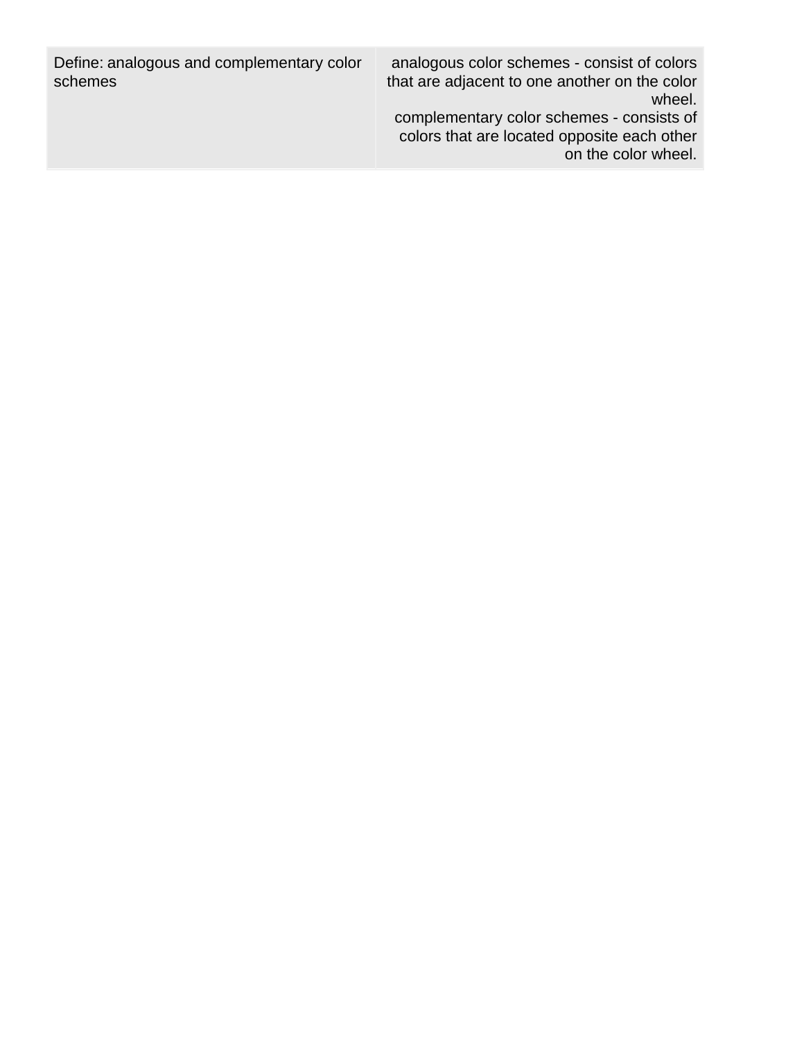| | |
|---|---|
| Define: analogous and complementary color schemes | analogous color schemes - consist of colors that are adjacent to one another on the color wheel.<br>complementary color schemes - consists of colors that are located opposite each other on the color wheel. |